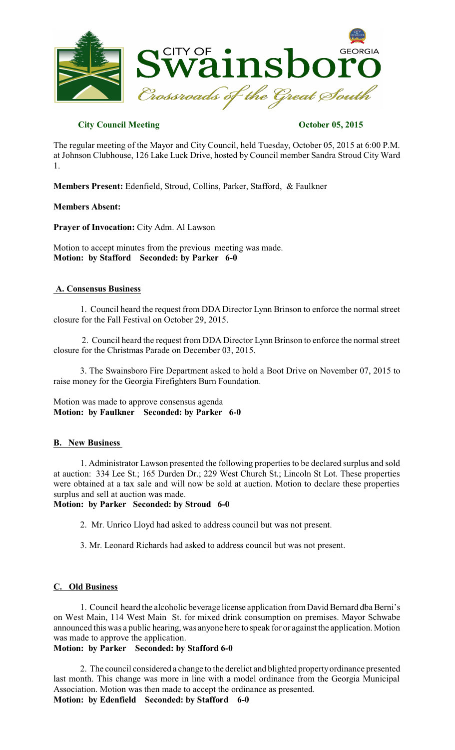**City Council Meeting** **October 05, 2015**

The regular meeting of the Mayor and City Council, held Tuesday, October 05, 2015 at 6:00 P.M. at Johnson Clubhouse, 126 Lake Luck Drive, hosted by Council member Sandra Stroud City Ward 1.

**Members Present:** Edenfield, Stroud, Collins, Parker, Stafford, & Faulkner

**Members Absent:**

**Prayer of Invocation:** City Adm. Al Lawson

Motion to accept minutes from the previous meeting was made.
**Motion: by Stafford Seconded: by Parker 6-0**

## A. Consensus Business

1. Council heard the request from DDA Director Lynn Brinson to enforce the normal street closure for the Fall Festival on October 29, 2015.

2. Council heard the request from DDA Director Lynn Brinson to enforce the normal street closure for the Christmas Parade on December 03, 2015.

3. The Swainsboro Fire Department asked to hold a Boot Drive on November 07, 2015 to raise money for the Georgia Firefighters Burn Foundation.

Motion was made to approve consensus agenda
**Motion: by Faulkner Seconded: by Parker 6-0**

## B. New Business

1. Administrator Lawson presented the following properties to be declared surplus and sold at auction: 334 Lee St.; 165 Durden Dr.; 229 West Church St.; Lincoln St Lot. These properties were obtained at a tax sale and will now be sold at auction. Motion to declare these properties surplus and sell at auction was made.
**Motion: by Parker Seconded: by Stroud 6-0**

2. Mr. Unrico Lloyd had asked to address council but was not present.

3. Mr. Leonard Richards had asked to address council but was not present.

## C. Old Business

1. Council heard the alcoholic beverage license application from David Bernard dba Berni's on West Main, 114 West Main St. for mixed drink consumption on premises. Mayor Schwabe announced this was a public hearing, was anyone here to speak for or against the application. Motion was made to approve the application.
**Motion: by Parker Seconded: by Stafford 6-0**

2. The council considered a change to the derelict and blighted property ordinance presented last month. This change was more in line with a model ordinance from the Georgia Municipal Association. Motion was then made to accept the ordinance as presented.
**Motion: by Edenfield Seconded: by Stafford 6-0**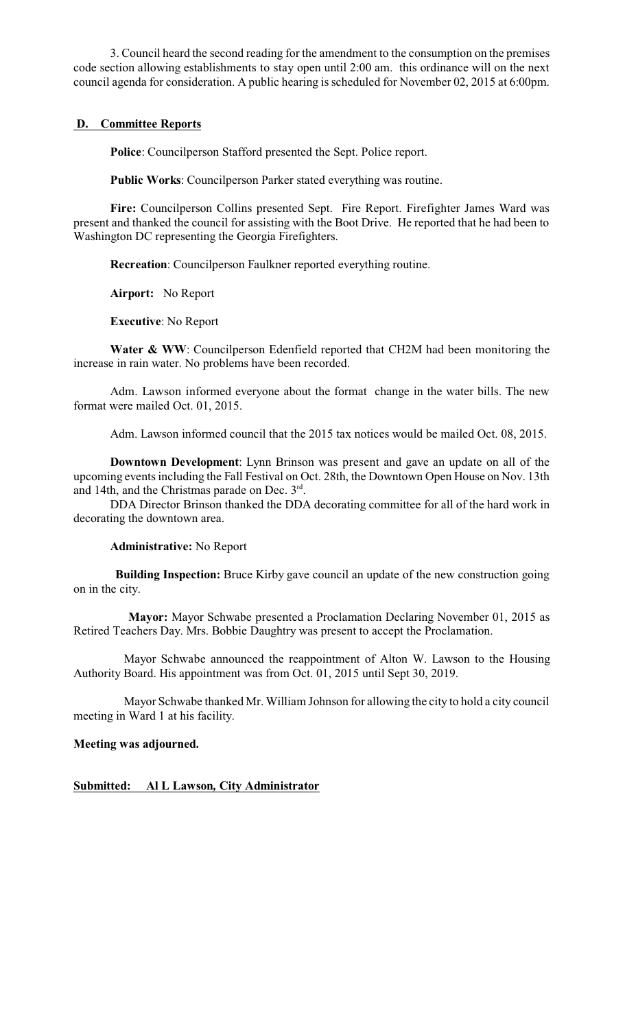3. Council heard the second reading for the amendment to the consumption on the premises code section allowing establishments to stay open until 2:00 am. this ordinance will on the next council agenda for consideration. A public hearing is scheduled for November 02, 2015 at 6:00pm.

## D. Committee Reports

**Police**: Councilperson Stafford presented the Sept. Police report.

**Public Works**: Councilperson Parker stated everything was routine.

**Fire:** Councilperson Collins presented Sept. Fire Report. Firefighter James Ward was present and thanked the council for assisting with the Boot Drive. He reported that he had been to Washington DC representing the Georgia Firefighters.

**Recreation**: Councilperson Faulkner reported everything routine.

**Airport:** No Report

**Executive**: No Report

**Water & WW**: Councilperson Edenfield reported that CH2M had been monitoring the increase in rain water. No problems have been recorded.

Adm. Lawson informed everyone about the format change in the water bills. The new format were mailed Oct. 01, 2015.

Adm. Lawson informed council that the 2015 tax notices would be mailed Oct. 08, 2015.

**Downtown Development**: Lynn Brinson was present and gave an update on all of the upcoming events including the Fall Festival on Oct. 28th, the Downtown Open House on Nov. 13th and 14th, and the Christmas parade on Dec. 3rd.

DDA Director Brinson thanked the DDA decorating committee for all of the hard work in decorating the downtown area.

**Administrative:** No Report

**Building Inspection:** Bruce Kirby gave council an update of the new construction going on in the city.

**Mayor:** Mayor Schwabe presented a Proclamation Declaring November 01, 2015 as Retired Teachers Day. Mrs. Bobbie Daughtry was present to accept the Proclamation.

Mayor Schwabe announced the reappointment of Alton W. Lawson to the Housing Authority Board. His appointment was from Oct. 01, 2015 until Sept 30, 2019.

Mayor Schwabe thanked Mr. William Johnson for allowing the city to hold a city council meeting in Ward 1 at his facility.

**Meeting was adjourned.**

**Submitted: Al L Lawson, City Administrator**